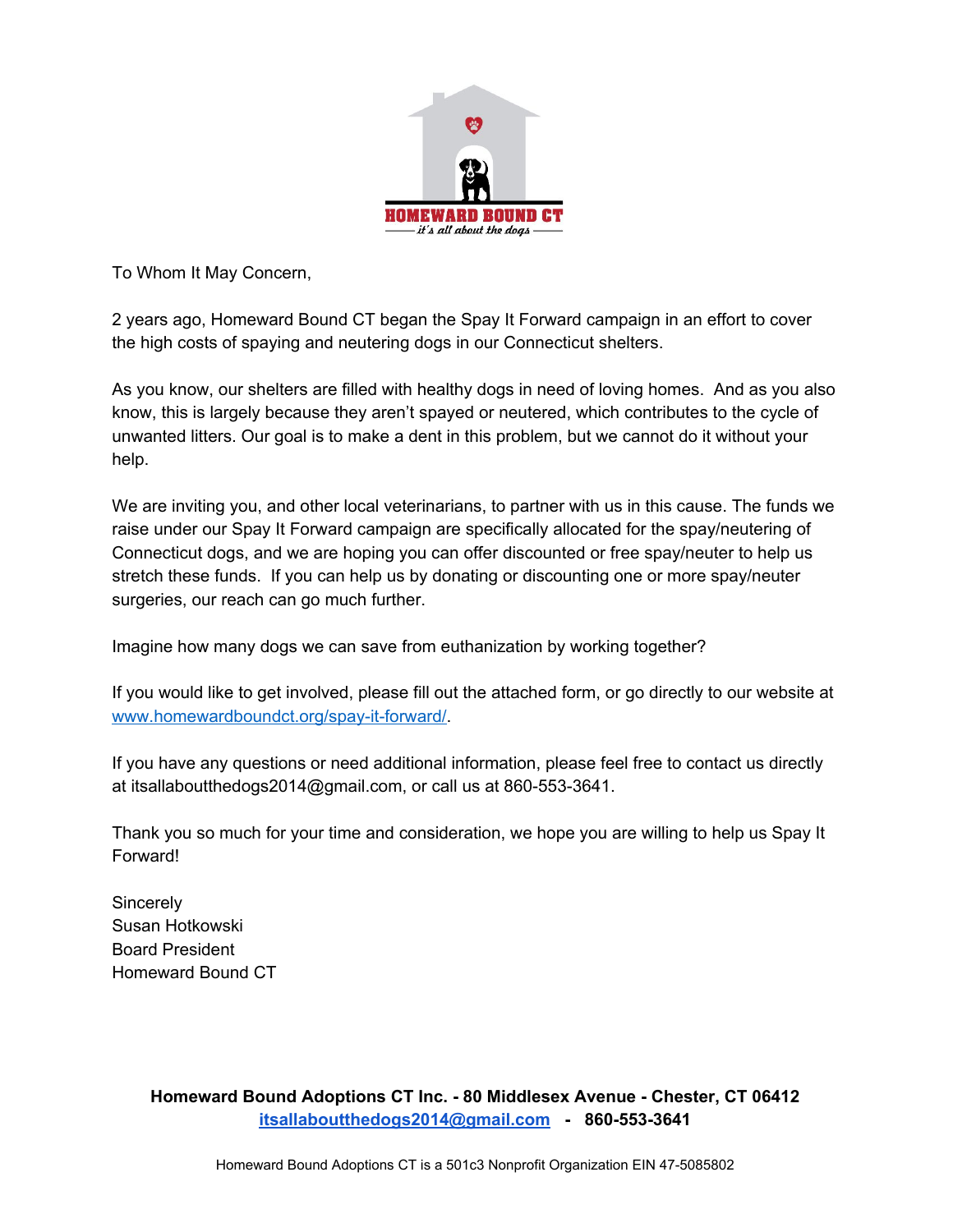HOMEWARD BOUND CT
*it's all about the dogs*

To Whom It May Concern,

2 years ago, Homeward Bound CT began the Spay It Forward campaign in an effort to cover the high costs of spaying and neutering dogs in our Connecticut shelters.

As you know, our shelters are filled with healthy dogs in need of loving homes. And as you also know, this is largely because they aren't spayed or neutered, which contributes to the cycle of unwanted litters. Our goal is to make a dent in this problem, but we cannot do it without your help.

We are inviting you, and other local veterinarians, to partner with us in this cause. The funds we raise under our Spay It Forward campaign are specifically allocated for the spay/neutering of Connecticut dogs, and we are hoping you can offer discounted or free spay/neuter to help us stretch these funds. If you can help us by donating or discounting one or more spay/neuter surgeries, our reach can go much further.

Imagine how many dogs we can save from euthanization by working together?

If you would like to get involved, please fill out the attached form, or go directly to our website at [www.homewardboundct.org/spay-it-forward/](http://www.homewardboundct.org/spay-it-forward/).

If you have any questions or need additional information, please feel free to contact us directly at itsallaboutthedogs2014@gmail.com, or call us at 860-553-3641.

Thank you so much for your time and consideration, we hope you are willing to help us Spay It Forward!

Sincerely
Susan Hotkowski
Board President
Homeward Bound CT

**Homeward Bound Adoptions CT Inc. - 80 Middlesex Avenue - Chester, CT 06412**
**[itsallaboutthedogs2014@gmail.com](mailto:itsallaboutthedogs2014@gmail.com) - 860-553-3641**

Homeward Bound Adoptions CT is a 501c3 Nonprofit Organization EIN 47-5085802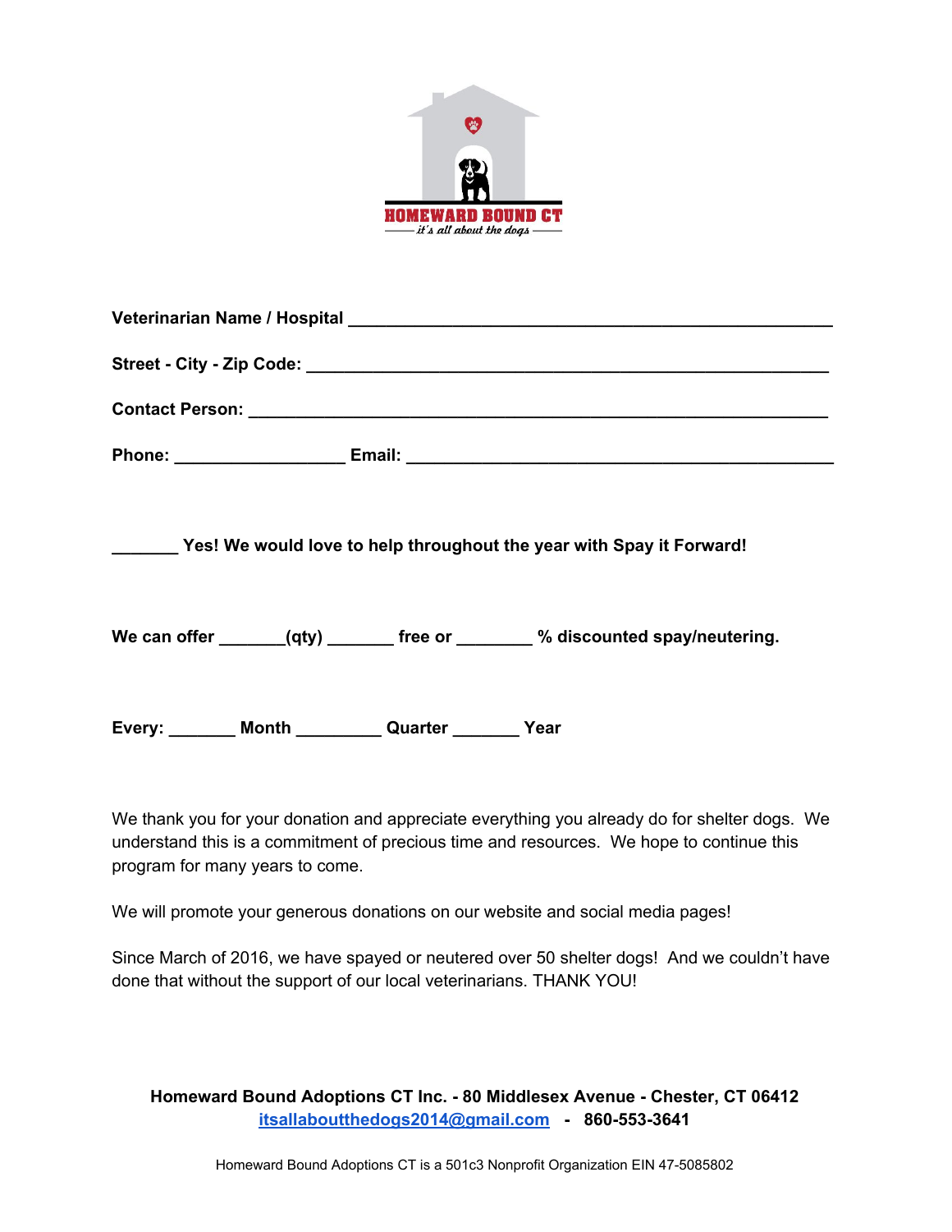HOMEWARD BOUND CT

*it's all about the dogs*

**Veterinarian Name / Hospital** ________________________________________________

**Street - City - Zip Code:** __________________________________________________

**Contact Person:** _______________________________________________________

**Phone:** _________________ **Email:** ________________________________________

_______ **Yes! We would love to help throughout the year with Spay it Forward!**

**We can offer _______(qty) _______ free or ________ % discounted spay/neutering.**

**Every: _______ Month _________ Quarter _______ Year**

We thank you for your donation and appreciate everything you already do for shelter dogs. We understand this is a commitment of precious time and resources. We hope to continue this program for many years to come.

We will promote your generous donations on our website and social media pages!

Since March of 2016, we have spayed or neutered over 50 shelter dogs! And we couldn't have done that without the support of our local veterinarians. THANK YOU!

**Homeward Bound Adoptions CT Inc. - 80 Middlesex Avenue - Chester, CT 06412**
**itsallaboutthedogs2014@gmail.com - 860-553-3641**

Homeward Bound Adoptions CT is a 501c3 Nonprofit Organization EIN 47-5085802